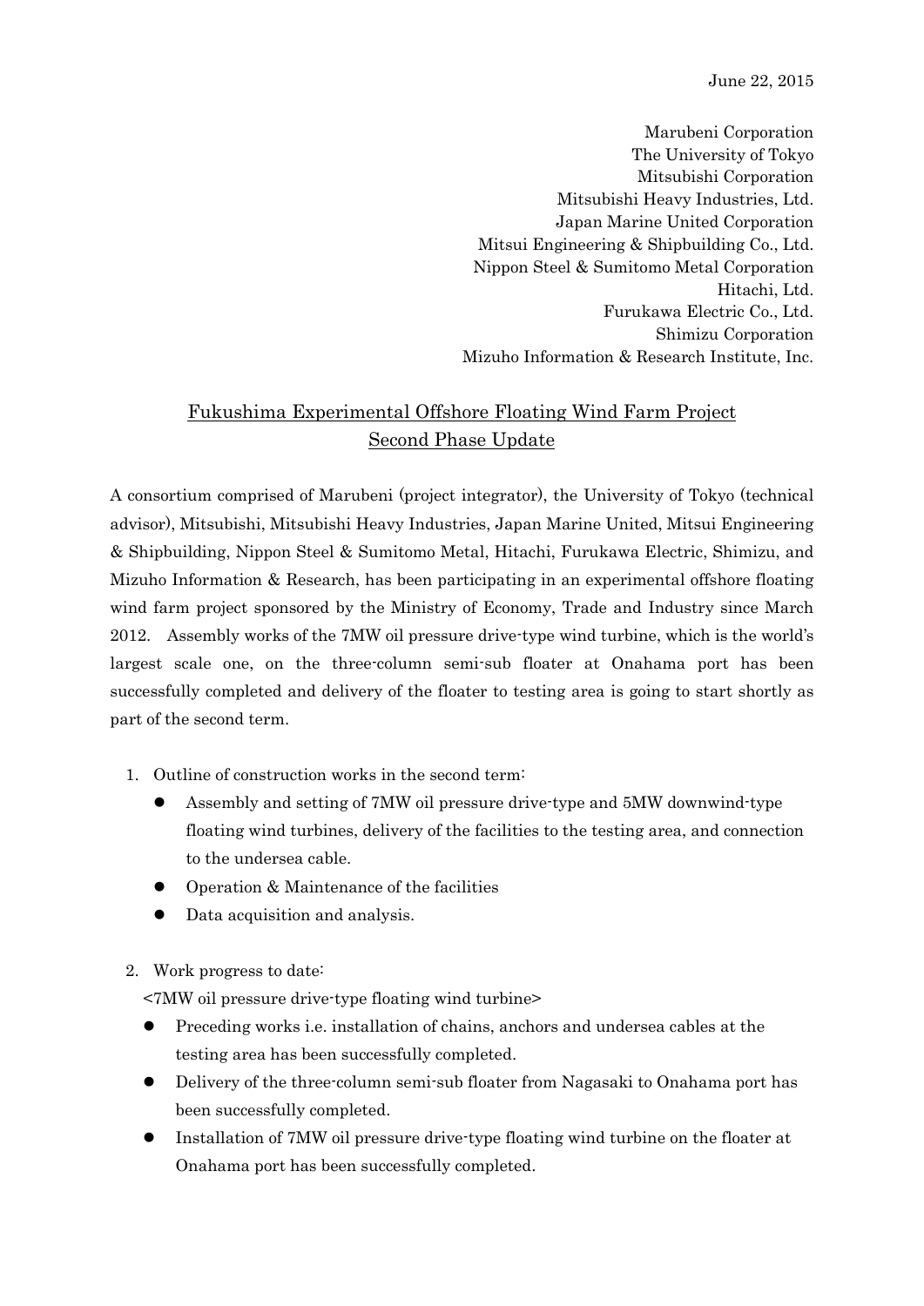June 22, 2015

Marubeni Corporation
The University of Tokyo
Mitsubishi Corporation
Mitsubishi Heavy Industries, Ltd.
Japan Marine United Corporation
Mitsui Engineering & Shipbuilding Co., Ltd.
Nippon Steel & Sumitomo Metal Corporation
Hitachi, Ltd.
Furukawa Electric Co., Ltd.
Shimizu Corporation
Mizuho Information & Research Institute, Inc.

# Fukushima Experimental Offshore Floating Wind Farm Project Second Phase Update

A consortium comprised of Marubeni (project integrator), the University of Tokyo (technical advisor), Mitsubishi, Mitsubishi Heavy Industries, Japan Marine United, Mitsui Engineering & Shipbuilding, Nippon Steel & Sumitomo Metal, Hitachi, Furukawa Electric, Shimizu, and Mizuho Information & Research, has been participating in an experimental offshore floating wind farm project sponsored by the Ministry of Economy, Trade and Industry since March 2012. Assembly works of the 7MW oil pressure drive-type wind turbine, which is the world's largest scale one, on the three-column semi-sub floater at Onahama port has been successfully completed and delivery of the floater to testing area is going to start shortly as part of the second term.

1. Outline of construction works in the second term:
   - Assembly and setting of 7MW oil pressure drive-type and 5MW downwind-type floating wind turbines, delivery of the facilities to the testing area, and connection to the undersea cable.
   - Operation & Maintenance of the facilities
   - Data acquisition and analysis.

2. Work progress to date:

   <7MW oil pressure drive-type floating wind turbine>

   - Preceding works i.e. installation of chains, anchors and undersea cables at the testing area has been successfully completed.
   - Delivery of the three-column semi-sub floater from Nagasaki to Onahama port has been successfully completed.
   - Installation of 7MW oil pressure drive-type floating wind turbine on the floater at Onahama port has been successfully completed.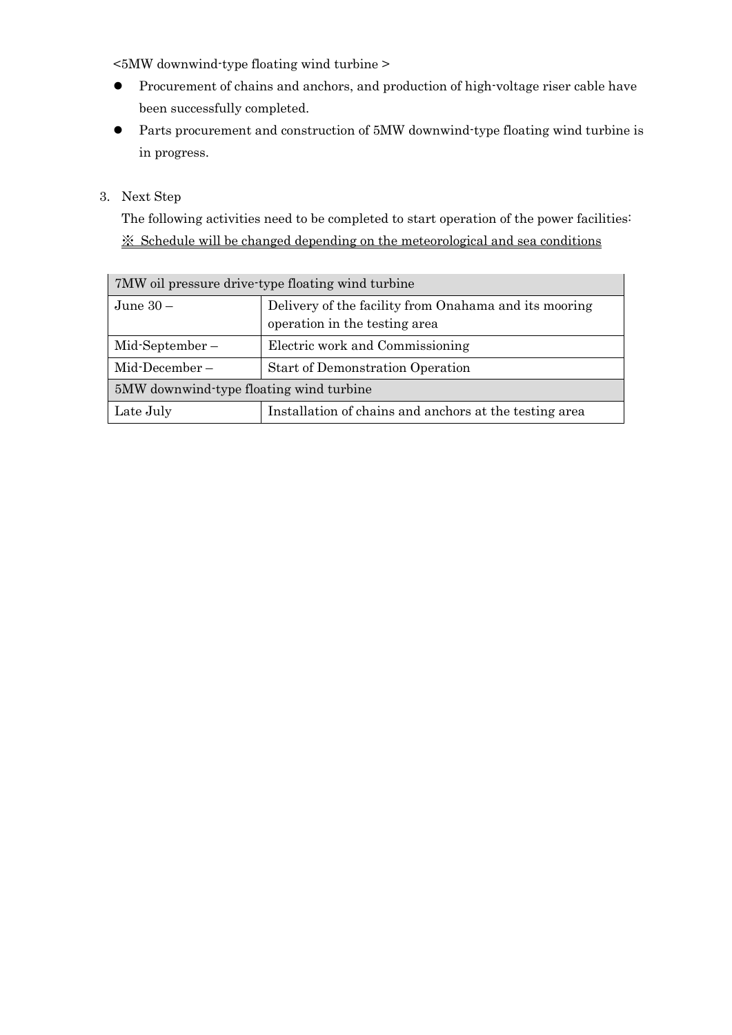<5MW downwind-type floating wind turbine >

- Procurement of chains and anchors, and production of high-voltage riser cable have been successfully completed.
- Parts procurement and construction of 5MW downwind-type floating wind turbine is in progress.

3. Next Step

The following activities need to be completed to start operation of the power facilities:

<u>※ Schedule will be changed depending on the meteorological and sea conditions</u>

| 7MW oil pressure drive-type floating wind turbine | |
|---|---|
| June 30 – | Delivery of the facility from Onahama and its mooring operation in the testing area |
| Mid-September – | Electric work and Commissioning |
| Mid-December – | Start of Demonstration Operation |
| **5MW downwind-type floating wind turbine** | |
| Late July | Installation of chains and anchors at the testing area |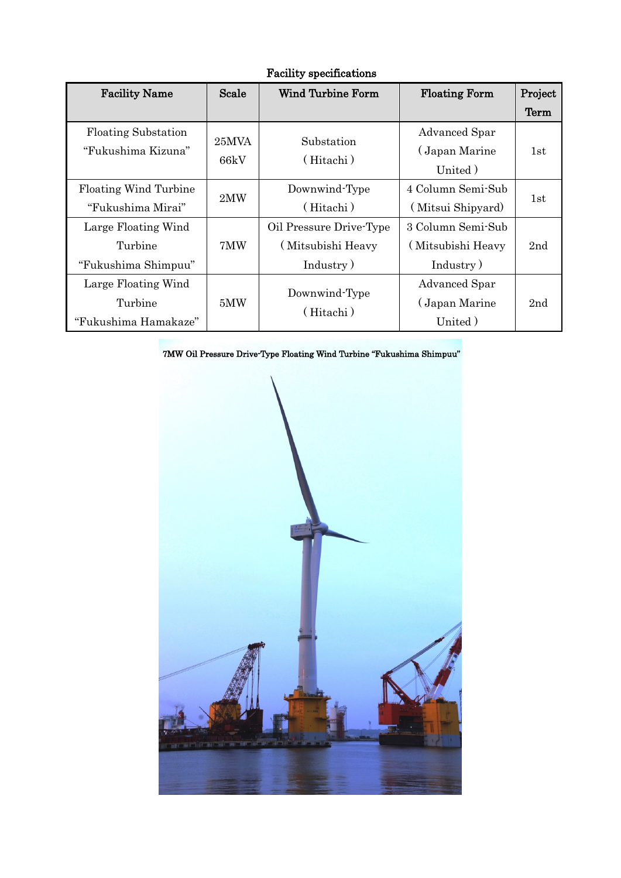**Facility specifications**

| Facility Name | Scale | Wind Turbine Form | Floating Form | Project Term |
|---|---|---|---|---|
| Floating Substation "Fukushima Kizuna" | 25MVA 66kV | Substation ( Hitachi ) | Advanced Spar ( Japan Marine United ) | 1st |
| Floating Wind Turbine "Fukushima Mirai" | 2MW | Downwind-Type ( Hitachi ) | 4 Column Semi-Sub ( Mitsui Shipyard) | 1st |
| Large Floating Wind Turbine "Fukushima Shimpuu" | 7MW | Oil Pressure Drive-Type ( Mitsubishi Heavy Industry ) | 3 Column Semi-Sub ( Mitsubishi Heavy Industry ) | 2nd |
| Large Floating Wind Turbine "Fukushima Hamakaze" | 5MW | Downwind-Type ( Hitachi ) | Advanced Spar ( Japan Marine United ) | 2nd |

**7MW Oil Pressure Drive-Type Floating Wind Turbine "Fukushima Shimpuu"**